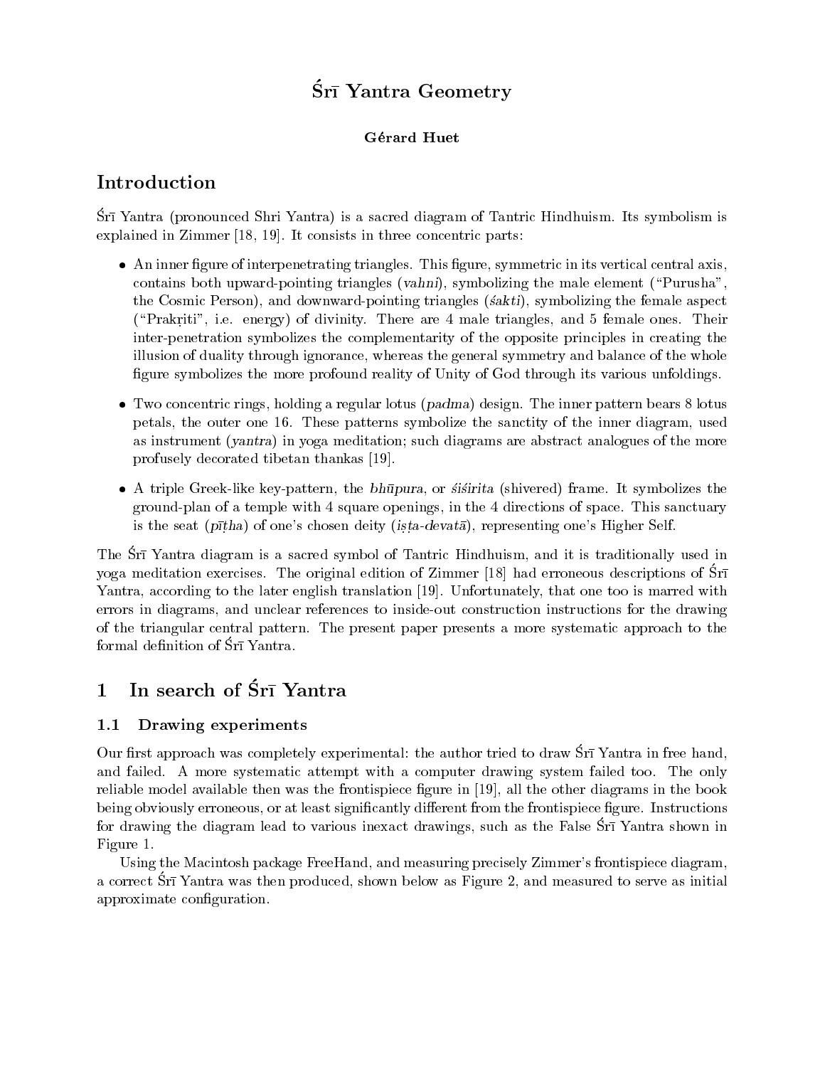# Śrī Yantra Geometry

**Gérard Huet**

## Introduction

Śrī Yantra (pronounced Shri Yantra) is a sacred diagram of Tantric Hindhuism. Its symbolism is explained in Zimmer [18, 19]. It consists in three concentric parts:

- An inner figure of interpenetrating triangles. This figure, symmetric in its vertical central axis, contains both upward-pointing triangles (*vahni*), symbolizing the male element ("Purusha", the Cosmic Person), and downward-pointing triangles (*śakti*), symbolizing the female aspect ("Prakṛiti", i.e. energy) of divinity. There are 4 male triangles, and 5 female ones. Their inter-penetration symbolizes the complementarity of the opposite principles in creating the illusion of duality through ignorance, whereas the general symmetry and balance of the whole figure symbolizes the more profound reality of Unity of God through its various unfoldings.

- Two concentric rings, holding a regular lotus (*padma*) design. The inner pattern bears 8 lotus petals, the outer one 16. These patterns symbolize the sanctity of the inner diagram, used as instrument (*yantra*) in yoga meditation; such diagrams are abstract analogues of the more profusely decorated tibetan thankas [19].

- A triple Greek-like key-pattern, the *bhūpura*, or *śiśirita* (shivered) frame. It symbolizes the ground-plan of a temple with 4 square openings, in the 4 directions of space. This sanctuary is the seat (*pīṭha*) of one's chosen deity (*iṣṭa-devatā*), representing one's Higher Self.

The Śrī Yantra diagram is a sacred symbol of Tantric Hindhuism, and it is traditionally used in yoga meditation exercises. The original edition of Zimmer [18] had erroneous descriptions of Śrī Yantra, according to the later english translation [19]. Unfortunately, that one too is marred with errors in diagrams, and unclear references to inside-out construction instructions for the drawing of the triangular central pattern. The present paper presents a more systematic approach to the formal definition of Śrī Yantra.

## 1 In search of Śrī Yantra

### 1.1 Drawing experiments

Our first approach was completely experimental: the author tried to draw Śrī Yantra in free hand, and failed. A more systematic attempt with a computer drawing system failed too. The only reliable model available then was the frontispiece figure in [19], all the other diagrams in the book being obviously erroneous, or at least significantly different from the frontispiece figure. Instructions for drawing the diagram lead to various inexact drawings, such as the False Śrī Yantra shown in Figure 1.

Using the Macintosh package FreeHand, and measuring precisely Zimmer's frontispiece diagram, a correct Śrī Yantra was then produced, shown below as Figure 2, and measured to serve as initial approximate configuration.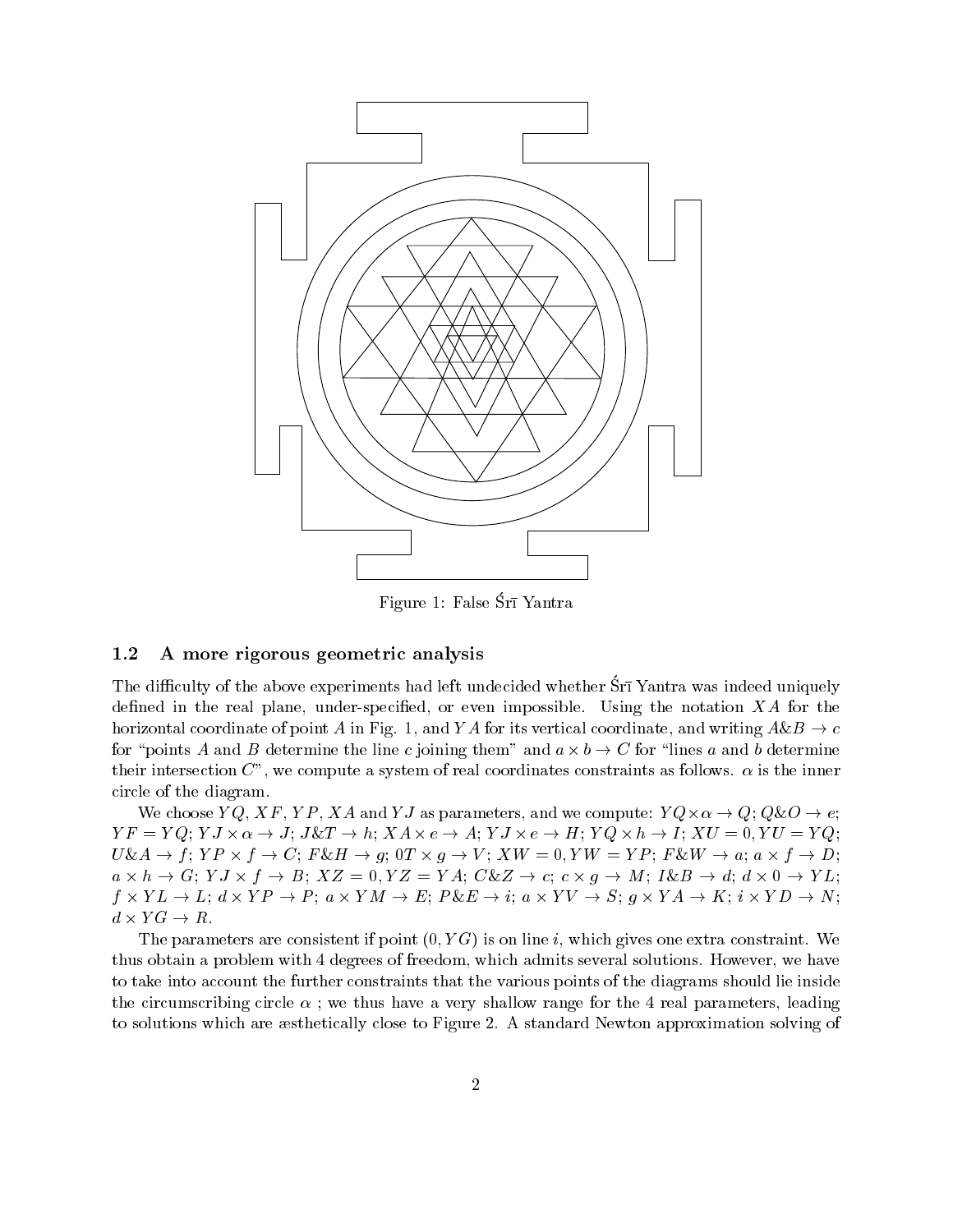Figure 1: False Śrī Yantra

### 1.2 A more rigorous geometric analysis

The difficulty of the above experiments had left undecided whether Śrī Yantra was indeed uniquely defined in the real plane, under-specified, or even impossible. Using the notation $XA$ for the horizontal coordinate of point $A$ in Fig. 1, and $YA$ for its vertical coordinate, and writing $A\&B \rightarrow c$ for "points $A$ and $B$ determine the line $c$ joining them" and $a \times b \rightarrow C$ for "lines $a$ and $b$ determine their intersection $C$", we compute a system of real coordinates constraints as follows. $\alpha$ is the inner circle of the diagram.

We choose $YQ$, $XF$, $YP$, $XA$ and $YJ$ as parameters, and we compute: $YQ \times \alpha \rightarrow Q$; $Q\&O \rightarrow e$; $YF = YQ$; $YJ \times \alpha \rightarrow J$; $J\&T \rightarrow h$; $XA \times e \rightarrow A$; $YJ \times e \rightarrow H$; $YQ \times h \rightarrow I$; $XU = 0, YU = YQ$; $U\&A \rightarrow f$; $YP \times f \rightarrow C$; $F\&H \rightarrow g$; $0T \times g \rightarrow V$; $XW = 0, YW = YP$; $F\&W \rightarrow a$; $a \times f \rightarrow D$; $a \times h \rightarrow G$; $YJ \times f \rightarrow B$; $XZ = 0, YZ = YA$; $C\&Z \rightarrow c$; $c \times g \rightarrow M$; $I\&B \rightarrow d$; $d \times 0 \rightarrow YL$; $f \times YL \rightarrow L$; $d \times YP \rightarrow P$; $a \times YM \rightarrow E$; $P\&E \rightarrow i$; $a \times YV \rightarrow S$; $g \times YA \rightarrow K$; $i \times YD \rightarrow N$; $d \times YG \rightarrow R$.

The parameters are consistent if point $(0, YG)$ is on line $i$, which gives one extra constraint. We thus obtain a problem with 4 degrees of freedom, which admits several solutions. However, we have to take into account the further constraints that the various points of the diagrams should lie inside the circumscribing circle $\alpha$ ; we thus have a very shallow range for the 4 real parameters, leading to solutions which are æsthetically close to Figure 2. A standard Newton approximation solving of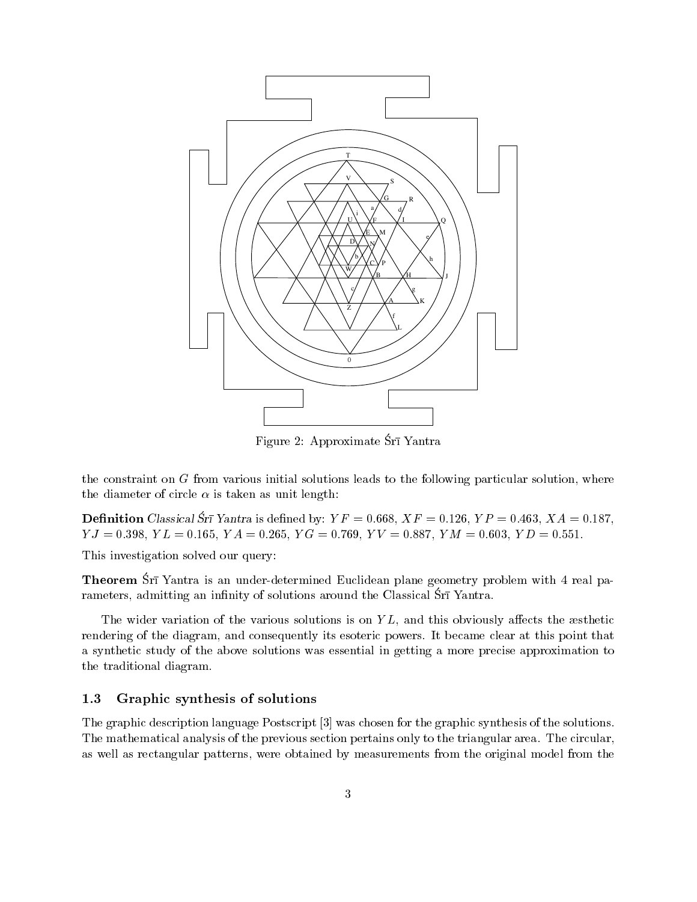Figure 2: Approximate Śrī Yantra

the constraint on $G$ from various initial solutions leads to the following particular solution, where the diameter of circle $\alpha$ is taken as unit length:

**Definition** *Classical Śrī Yantra* is defined by: $YF = 0.668$, $XF = 0.126$, $YP = 0.463$, $XA = 0.187$, $YJ = 0.398$, $YL = 0.165$, $YA = 0.265$, $YG = 0.769$, $YV = 0.887$, $YM = 0.603$, $YD = 0.551$.

This investigation solved our query:

**Theorem** Śrī Yantra is an under-determined Euclidean plane geometry problem with 4 real parameters, admitting an infinity of solutions around the Classical Śrī Yantra.

The wider variation of the various solutions is on $YL$, and this obviously affects the æsthetic rendering of the diagram, and consequently its esoteric powers. It became clear at this point that a synthetic study of the above solutions was essential in getting a more precise approximation to the traditional diagram.

### 1.3 Graphic synthesis of solutions

The graphic description language Postscript [3] was chosen for the graphic synthesis of the solutions. The mathematical analysis of the previous section pertains only to the triangular area. The circular, as well as rectangular patterns, were obtained by measurements from the original model from the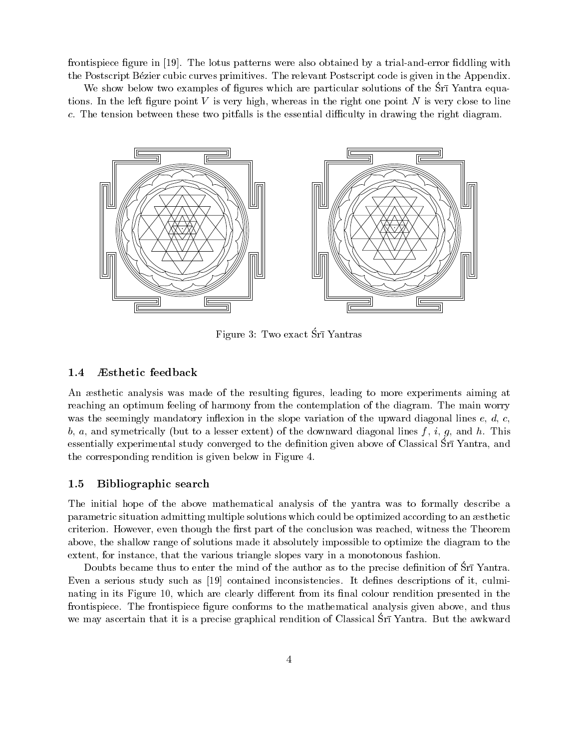frontispiece figure in [19]. The lotus patterns were also obtained by a trial-and-error fiddling with the Postscript Bézier cubic curves primitives. The relevant Postscript code is given in the Appendix.

We show below two examples of figures which are particular solutions of the Śrī Yantra equations. In the left figure point $V$ is very high, whereas in the right one point $N$ is very close to line $c$. The tension between these two pitfalls is the essential difficulty in drawing the right diagram.

Figure 3: Two exact Śrī Yantras

### 1.4 Æsthetic feedback

An æsthetic analysis was made of the resulting figures, leading to more experiments aiming at reaching an optimum feeling of harmony from the contemplation of the diagram. The main worry was the seemingly mandatory inflexion in the slope variation of the upward diagonal lines $e$, $d$, $c$, $b$, $a$, and symetrically (but to a lesser extent) of the downward diagonal lines $f$, $i$, $g$, and $h$. This essentially experimental study converged to the definition given above of Classical Śrī Yantra, and the corresponding rendition is given below in Figure 4.

### 1.5 Bibliographic search

The initial hope of the above mathematical analysis of the yantra was to formally describe a parametric situation admitting multiple solutions which could be optimized according to an æsthetic criterion. However, even though the first part of the conclusion was reached, witness the Theorem above, the shallow range of solutions made it absolutely impossible to optimize the diagram to the extent, for instance, that the various triangle slopes vary in a monotonous fashion.

Doubts became thus to enter the mind of the author as to the precise definition of Śrī Yantra. Even a serious study such as [19] contained inconsistencies. It defines descriptions of it, culminating in its Figure 10, which are clearly different from its final colour rendition presented in the frontispiece. The frontispiece figure conforms to the mathematical analysis given above, and thus we may ascertain that it is a precise graphical rendition of Classical Śrī Yantra. But the awkward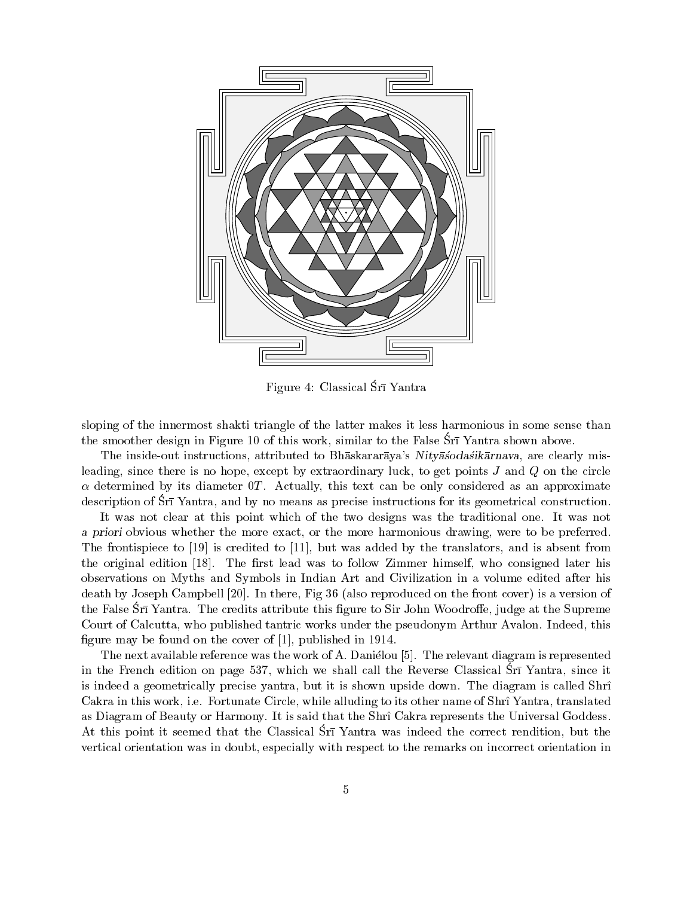Figure 4: Classical Śrī Yantra

sloping of the innermost shakti triangle of the latter makes it less harmonious in some sense than the smoother design in Figure 10 of this work, similar to the False Śrī Yantra shown above.

The inside-out instructions, attributed to Bhāskararāya's *Nityāśodaśikārnava*, are clearly misleading, since there is no hope, except by extraordinary luck, to get points $J$ and $Q$ on the circle $\alpha$ determined by its diameter $0T$. Actually, this text can be only considered as an approximate description of Śrī Yantra, and by no means as precise instructions for its geometrical construction.

It was not clear at this point which of the two designs was the traditional one. It was not *a priori* obvious whether the more exact, or the more harmonious drawing, were to be preferred. The frontispiece to [19] is credited to [11], but was added by the translators, and is absent from the original edition [18]. The first lead was to follow Zimmer himself, who consigned later his observations on Myths and Symbols in Indian Art and Civilization in a volume edited after his death by Joseph Campbell [20]. In there, Fig 36 (also reproduced on the front cover) is a version of the False Śrī Yantra. The credits attribute this figure to Sir John Woodroffe, judge at the Supreme Court of Calcutta, who published tantric works under the pseudonym Arthur Avalon. Indeed, this figure may be found on the cover of [1], published in 1914.

The next available reference was the work of A. Daniélou [5]. The relevant diagram is represented in the French edition on page 537, which we shall call the Reverse Classical Śrī Yantra, since it is indeed a geometrically precise yantra, but it is shown upside down. The diagram is called Shrî Cakra in this work, i.e. Fortunate Circle, while alluding to its other name of Shrî Yantra, translated as Diagram of Beauty or Harmony. It is said that the Shrî Cakra represents the Universal Goddess. At this point it seemed that the Classical Śrī Yantra was indeed the correct rendition, but the vertical orientation was in doubt, especially with respect to the remarks on incorrect orientation in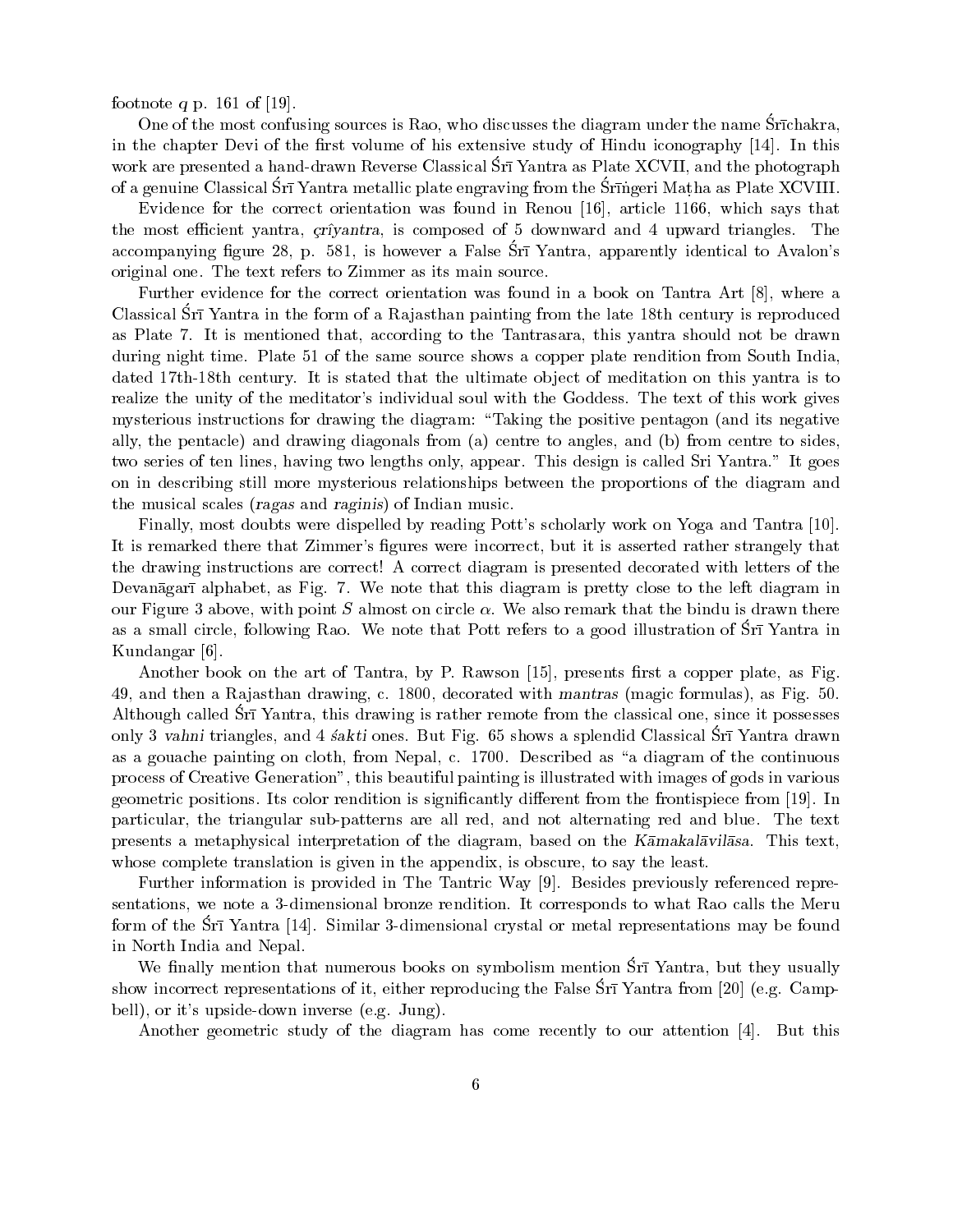footnote $q$ p. 161 of [19].

One of the most confusing sources is Rao, who discusses the diagram under the name Śrīchakra, in the chapter Devi of the first volume of his extensive study of Hindu iconography [14]. In this work are presented a hand-drawn Reverse Classical Śrī Yantra as Plate XCVII, and the photograph of a genuine Classical Śrī Yantra metallic plate engraving from the Śrīṅgeri Maṭha as Plate XCVIII.

Evidence for the correct orientation was found in Renou [16], article 1166, which says that the most efficient yantra, *çrīyantra*, is composed of 5 downward and 4 upward triangles. The accompanying figure 28, p. 581, is however a False Śrī Yantra, apparently identical to Avalon's original one. The text refers to Zimmer as its main source.

Further evidence for the correct orientation was found in a book on Tantra Art [8], where a Classical Śrī Yantra in the form of a Rajasthan painting from the late 18th century is reproduced as Plate 7. It is mentioned that, according to the Tantrasara, this yantra should not be drawn during night time. Plate 51 of the same source shows a copper plate rendition from South India, dated 17th-18th century. It is stated that the ultimate object of meditation on this yantra is to realize the unity of the meditator's individual soul with the Goddess. The text of this work gives mysterious instructions for drawing the diagram: "Taking the positive pentagon (and its negative ally, the pentacle) and drawing diagonals from (a) centre to angles, and (b) from centre to sides, two series of ten lines, having two lengths only, appear. This design is called Sri Yantra." It goes on in describing still more mysterious relationships between the proportions of the diagram and the musical scales (*ragas* and *raginis*) of Indian music.

Finally, most doubts were dispelled by reading Pott's scholarly work on Yoga and Tantra [10]. It is remarked there that Zimmer's figures were incorrect, but it is asserted rather strangely that the drawing instructions are correct! A correct diagram is presented decorated with letters of the Devanāgarī alphabet, as Fig. 7. We note that this diagram is pretty close to the left diagram in our Figure 3 above, with point $S$ almost on circle $\alpha$. We also remark that the bindu is drawn there as a small circle, following Rao. We note that Pott refers to a good illustration of Śrī Yantra in Kundangar [6].

Another book on the art of Tantra, by P. Rawson [15], presents first a copper plate, as Fig. 49, and then a Rajasthan drawing, c. 1800, decorated with *mantras* (magic formulas), as Fig. 50. Although called Śrī Yantra, this drawing is rather remote from the classical one, since it possesses only 3 *vahni* triangles, and 4 *śakti* ones. But Fig. 65 shows a splendid Classical Śrī Yantra drawn as a gouache painting on cloth, from Nepal, c. 1700. Described as "a diagram of the continuous process of Creative Generation", this beautiful painting is illustrated with images of gods in various geometric positions. Its color rendition is significantly different from the frontispiece from [19]. In particular, the triangular sub-patterns are all red, and not alternating red and blue. The text presents a metaphysical interpretation of the diagram, based on the *Kāmakalāvilāsa*. This text, whose complete translation is given in the appendix, is obscure, to say the least.

Further information is provided in The Tantric Way [9]. Besides previously referenced representations, we note a 3-dimensional bronze rendition. It corresponds to what Rao calls the Meru form of the Śrī Yantra [14]. Similar 3-dimensional crystal or metal representations may be found in North India and Nepal.

We finally mention that numerous books on symbolism mention Śrī Yantra, but they usually show incorrect representations of it, either reproducing the False Śrī Yantra from [20] (e.g. Campbell), or it's upside-down inverse (e.g. Jung).

Another geometric study of the diagram has come recently to our attention [4]. But this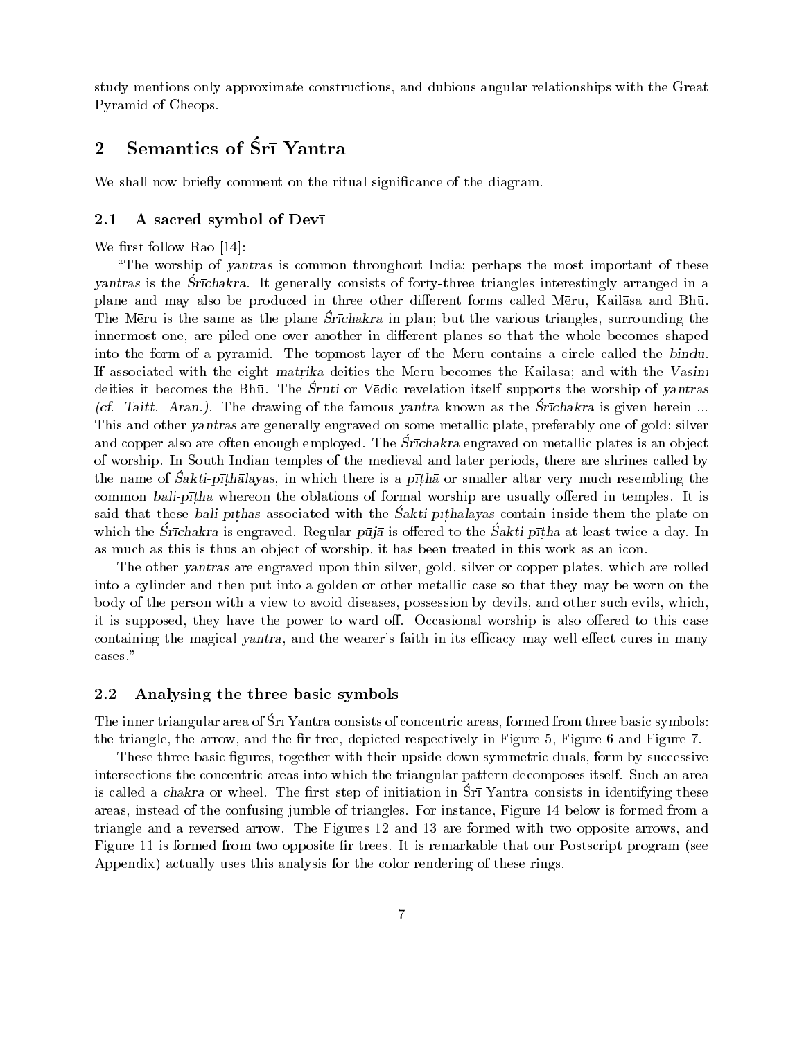study mentions only approximate constructions, and dubious angular relationships with the Great Pyramid of Cheops.

## 2 Semantics of Śrī Yantra

We shall now briefly comment on the ritual significance of the diagram.

### 2.1 A sacred symbol of Devī

We first follow Rao [14]:

"The worship of *yantras* is common throughout India; perhaps the most important of these *yantras* is the *Śrīchakra*. It generally consists of forty-three triangles interestingly arranged in a plane and may also be produced in three other different forms called Mēru, Kailāsa and Bhū. The Mēru is the same as the plane *Śrīchakra* in plan; but the various triangles, surrounding the innermost one, are piled one over another in different planes so that the whole becomes shaped into the form of a pyramid. The topmost layer of the Mēru contains a circle called the *bindu*. If associated with the eight *mātṛikā* deities the Mēru becomes the Kailāsa; and with the *Vāsinī* deities it becomes the Bhū. The *Śruti* or Vēdic revelation itself supports the worship of *yantras* (*cf. Taitt. Āran.*). The drawing of the famous *yantra* known as the *Śrīchakra* is given herein ... This and other *yantras* are generally engraved on some metallic plate, preferably one of gold; silver and copper also are often enough employed. The *Śrīchakra* engraved on metallic plates is an object of worship. In South Indian temples of the medieval and later periods, there are shrines called by the name of *Śakti-pīṭhālayas*, in which there is a *pīṭhā* or smaller altar very much resembling the common *bali-pīṭha* whereon the oblations of formal worship are usually offered in temples. It is said that these *bali-pīṭhas* associated with the *Śakti-pīṭhālayas* contain inside them the plate on which the *Śrīchakra* is engraved. Regular *pūjā* is offered to the *Śakti-pīṭha* at least twice a day. In as much as this is thus an object of worship, it has been treated in this work as an icon.

The other *yantras* are engraved upon thin silver, gold, silver or copper plates, which are rolled into a cylinder and then put into a golden or other metallic case so that they may be worn on the body of the person with a view to avoid diseases, possession by devils, and other such evils, which, it is supposed, they have the power to ward off. Occasional worship is also offered to this case containing the magical *yantra*, and the wearer's faith in its efficacy may well effect cures in many cases."

### 2.2 Analysing the three basic symbols

The inner triangular area of Śrī Yantra consists of concentric areas, formed from three basic symbols: the triangle, the arrow, and the fir tree, depicted respectively in Figure 5, Figure 6 and Figure 7.

These three basic figures, together with their upside-down symmetric duals, form by successive intersections the concentric areas into which the triangular pattern decomposes itself. Such an area is called a *chakra* or wheel. The first step of initiation in Śrī Yantra consists in identifying these areas, instead of the confusing jumble of triangles. For instance, Figure 14 below is formed from a triangle and a reversed arrow. The Figures 12 and 13 are formed with two opposite arrows, and Figure 11 is formed from two opposite fir trees. It is remarkable that our Postscript program (see Appendix) actually uses this analysis for the color rendering of these rings.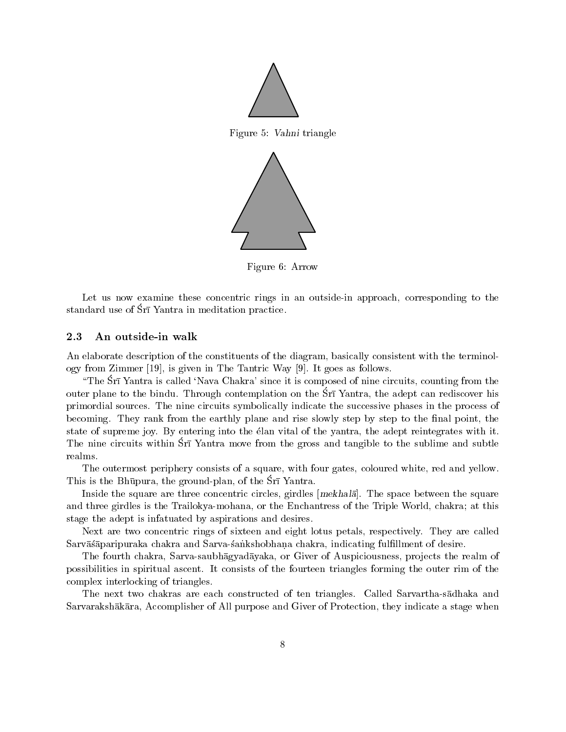Figure 5: *Vahni* triangle

Figure 6: Arrow

Let us now examine these concentric rings in an outside-in approach, corresponding to the standard use of Śrī Yantra in meditation practice.

### 2.3 An outside-in walk

An elaborate description of the constituents of the diagram, basically consistent with the terminology from Zimmer [19], is given in The Tantric Way [9]. It goes as follows.

"The Śrī Yantra is called 'Nava Chakra' since it is composed of nine circuits, counting from the outer plane to the bindu. Through contemplation on the Śrī Yantra, the adept can rediscover his primordial sources. The nine circuits symbolically indicate the successive phases in the process of becoming. They rank from the earthly plane and rise slowly step by step to the final point, the state of supreme joy. By entering into the élan vital of the yantra, the adept reintegrates with it. The nine circuits within Śrī Yantra move from the gross and tangible to the sublime and subtle realms.

The outermost periphery consists of a square, with four gates, coloured white, red and yellow. This is the Bhūpura, the ground-plan, of the Śrī Yantra.

Inside the square are three concentric circles, girdles [*mekhalā*]. The space between the square and three girdles is the Trailokya-mohana, or the Enchantress of the Triple World, chakra; at this stage the adept is infatuated by aspirations and desires.

Next are two concentric rings of sixteen and eight lotus petals, respectively. They are called Sarvāśāparipuraka chakra and Sarva-śaṅkshobhaṇa chakra, indicating fulfillment of desire.

The fourth chakra, Sarva-saubhāgyadāyaka, or Giver of Auspiciousness, projects the realm of possibilities in spiritual ascent. It consists of the fourteen triangles forming the outer rim of the complex interlocking of triangles.

The next two chakras are each constructed of ten triangles. Called Sarvartha-sādhaka and Sarvarakshākāra, Accomplisher of All purpose and Giver of Protection, they indicate a stage when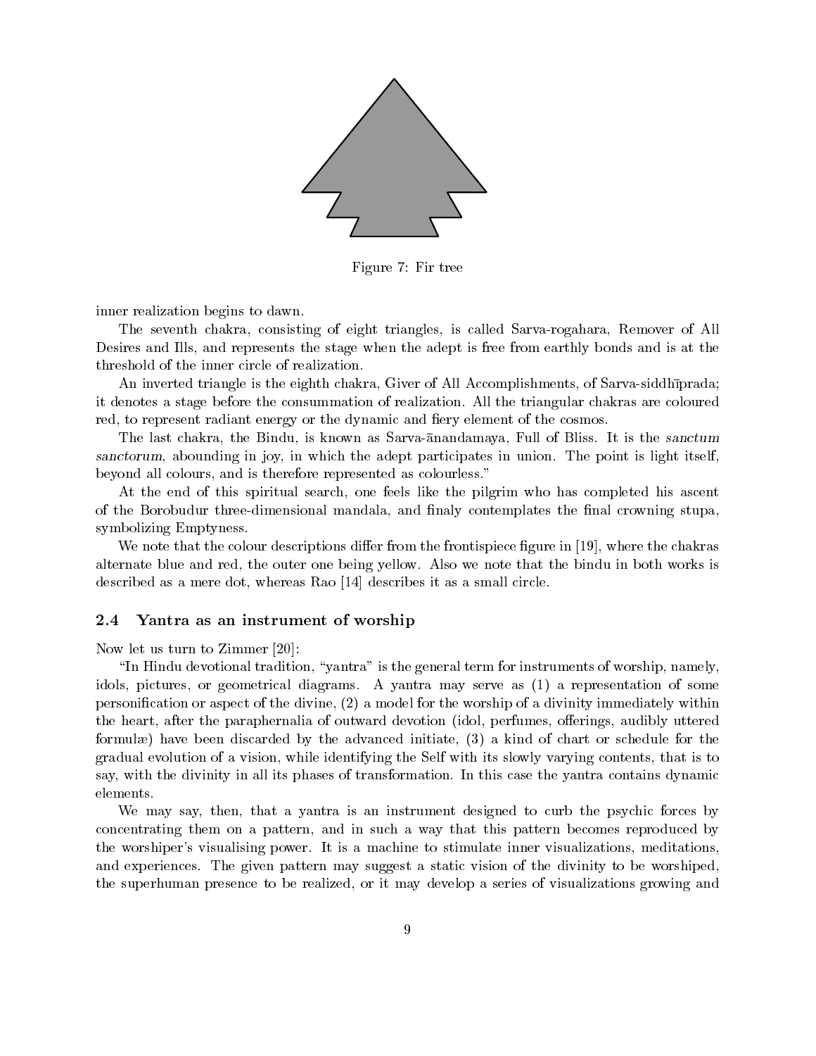Figure 7: Fir tree

inner realization begins to dawn.

The seventh chakra, consisting of eight triangles, is called Sarva-rogahara, Remover of All Desires and Ills, and represents the stage when the adept is free from earthly bonds and is at the threshold of the inner circle of realization.

An inverted triangle is the eighth chakra, Giver of All Accomplishments, of Sarva-siddhīprada; it denotes a stage before the consummation of realization. All the triangular chakras are coloured red, to represent radiant energy or the dynamic and fiery element of the cosmos.

The last chakra, the Bindu, is known as Sarva-ānandamaya, Full of Bliss. It is the *sanctum sanctorum*, abounding in joy, in which the adept participates in union. The point is light itself, beyond all colours, and is therefore represented as colourless."

At the end of this spiritual search, one feels like the pilgrim who has completed his ascent of the Borobudur three-dimensional mandala, and finaly contemplates the final crowning stupa, symbolizing Emptyness.

We note that the colour descriptions differ from the frontispiece figure in [19], where the chakras alternate blue and red, the outer one being yellow. Also we note that the bindu in both works is described as a mere dot, whereas Rao [14] describes it as a small circle.

### 2.4 Yantra as an instrument of worship

Now let us turn to Zimmer [20]:

"In Hindu devotional tradition, "yantra" is the general term for instruments of worship, namely, idols, pictures, or geometrical diagrams. A yantra may serve as (1) a representation of some personification or aspect of the divine, (2) a model for the worship of a divinity immediately within the heart, after the paraphernalia of outward devotion (idol, perfumes, offerings, audibly uttered formulæ) have been discarded by the advanced initiate, (3) a kind of chart or schedule for the gradual evolution of a vision, while identifying the Self with its slowly varying contents, that is to say, with the divinity in all its phases of transformation. In this case the yantra contains dynamic elements.

We may say, then, that a yantra is an instrument designed to curb the psychic forces by concentrating them on a pattern, and in such a way that this pattern becomes reproduced by the worshiper's visualising power. It is a machine to stimulate inner visualizations, meditations, and experiences. The given pattern may suggest a static vision of the divinity to be worshiped, the superhuman presence to be realized, or it may develop a series of visualizations growing and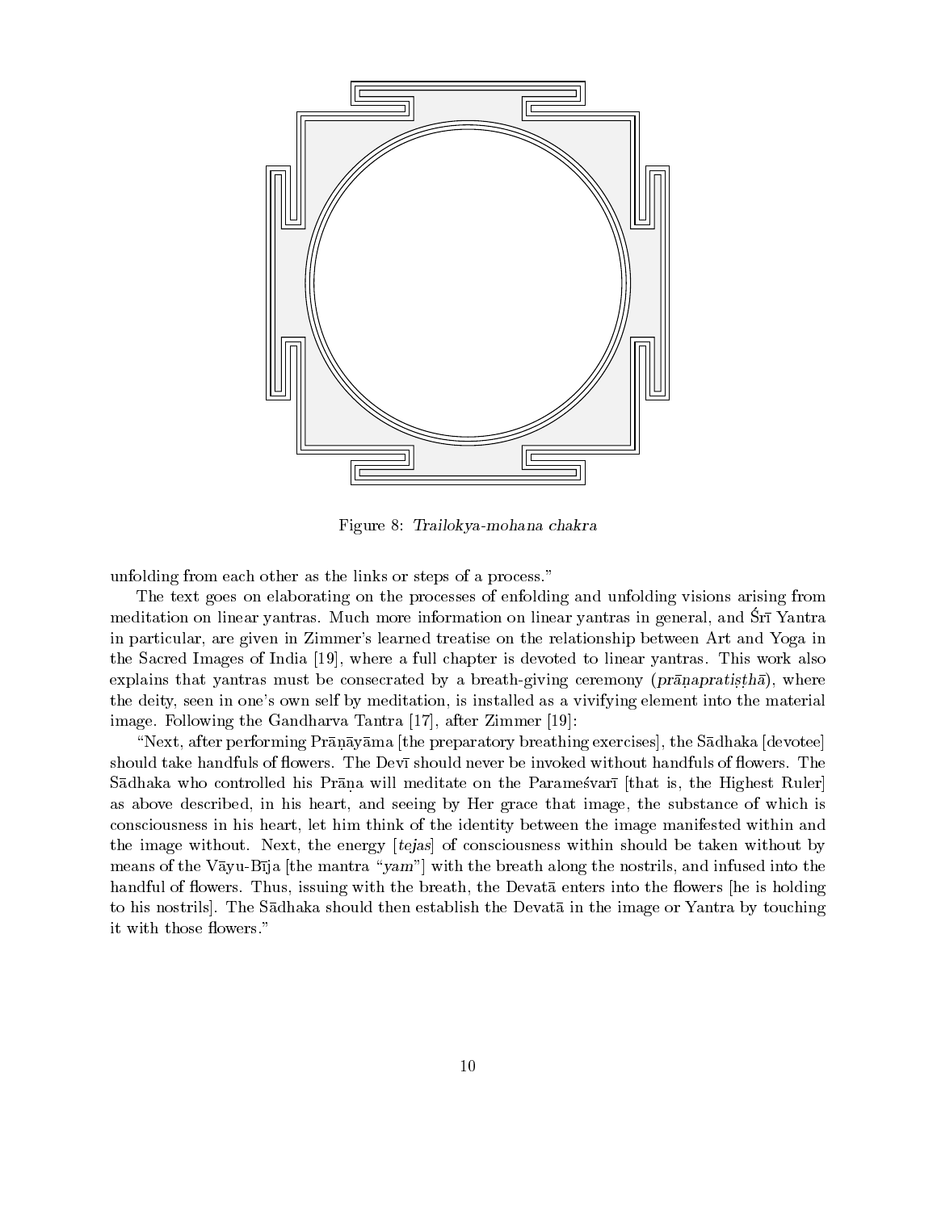Figure 8: *Trailokya-mohana chakra*

unfolding from each other as the links or steps of a process."

The text goes on elaborating on the processes of enfolding and unfolding visions arising from meditation on linear yantras. Much more information on linear yantras in general, and Śrī Yantra in particular, are given in Zimmer's learned treatise on the relationship between Art and Yoga in the Sacred Images of India [19], where a full chapter is devoted to linear yantras. This work also explains that yantras must be consecrated by a breath-giving ceremony (*prāṇapratiṣṭhā*), where the deity, seen in one's own self by meditation, is installed as a vivifying element into the material image. Following the Gandharva Tantra [17], after Zimmer [19]:

"Next, after performing Prāṇāyāma [the preparatory breathing exercises], the Sādhaka [devotee] should take handfuls of flowers. The Devī should never be invoked without handfuls of flowers. The Sādhaka who controlled his Prāṇa will meditate on the Parameśvarī [that is, the Highest Ruler] as above described, in his heart, and seeing by Her grace that image, the substance of which is consciousness in his heart, let him think of the identity between the image manifested within and the image without. Next, the energy [*tejas*] of consciousness within should be taken without by means of the Vāyu-Bīja [the mantra "*yam*"] with the breath along the nostrils, and infused into the handful of flowers. Thus, issuing with the breath, the Devatā enters into the flowers [he is holding to his nostrils]. The Sādhaka should then establish the Devatā in the image or Yantra by touching it with those flowers."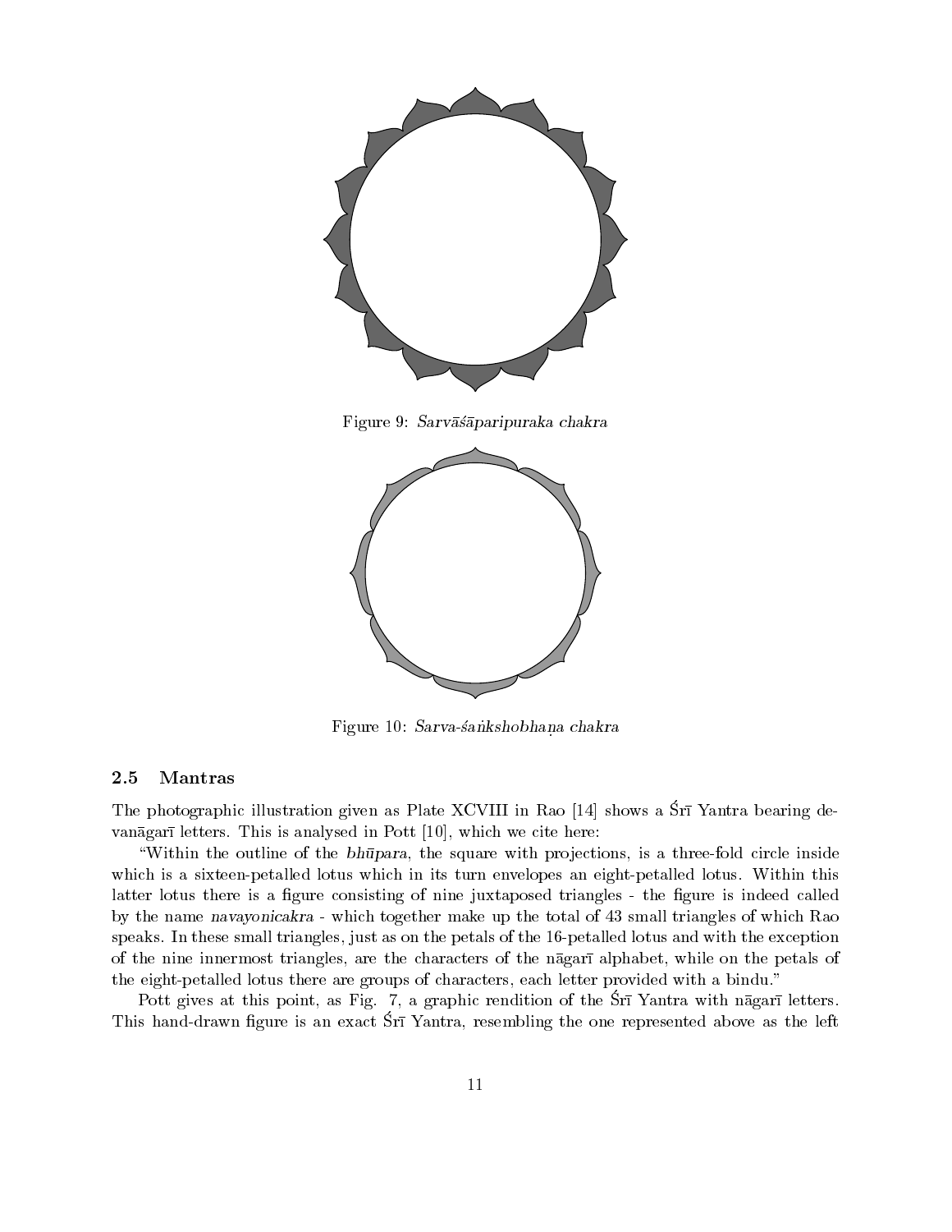Figure 9: *Sarvāśāparipuraka chakra*

Figure 10: *Sarva-śaṅkshobhaṇa chakra*

### 2.5 Mantras

The photographic illustration given as Plate XCVIII in Rao [14] shows a Śrī Yantra bearing devanāgarī letters. This is analysed in Pott [10], which we cite here:

"Within the outline of the *bhūpara*, the square with projections, is a three-fold circle inside which is a sixteen-petalled lotus which in its turn envelopes an eight-petalled lotus. Within this latter lotus there is a figure consisting of nine juxtaposed triangles - the figure is indeed called by the name *navayonicakra* - which together make up the total of 43 small triangles of which Rao speaks. In these small triangles, just as on the petals of the 16-petalled lotus and with the exception of the nine innermost triangles, are the characters of the nāgarī alphabet, while on the petals of the eight-petalled lotus there are groups of characters, each letter provided with a bindu."

Pott gives at this point, as Fig. 7, a graphic rendition of the Śrī Yantra with nāgarī letters. This hand-drawn figure is an exact Śrī Yantra, resembling the one represented above as the left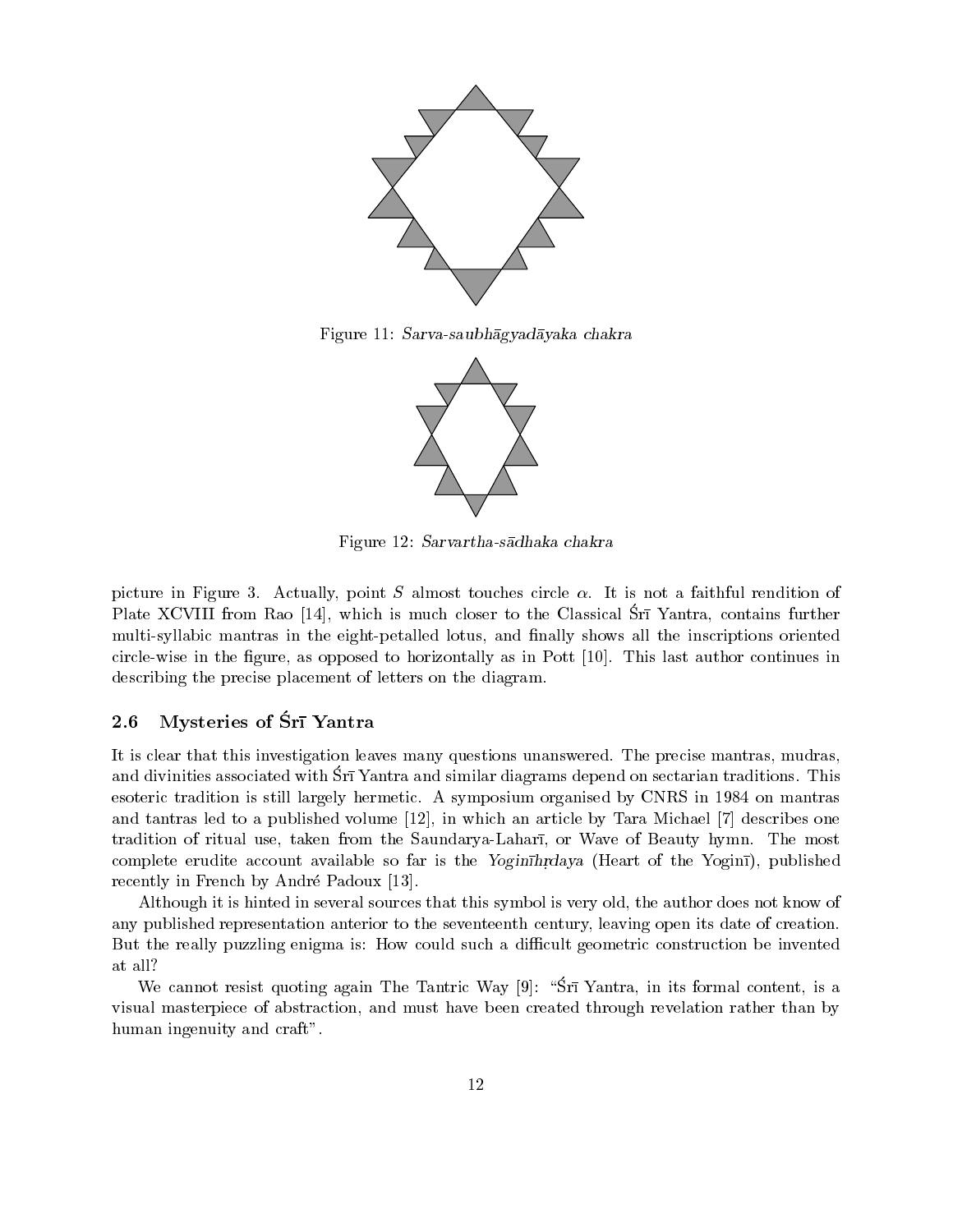Figure 11: *Sarva-saubhāgyadāyaka chakra*

Figure 12: *Sarvartha-sādhaka chakra*

picture in Figure 3. Actually, point $S$ almost touches circle $\alpha$. It is not a faithful rendition of Plate XCVIII from Rao [14], which is much closer to the Classical Śrī Yantra, contains further multi-syllabic mantras in the eight-petalled lotus, and finally shows all the inscriptions oriented circle-wise in the figure, as opposed to horizontally as in Pott [10]. This last author continues in describing the precise placement of letters on the diagram.

## 2.6 Mysteries of Śrī Yantra

It is clear that this investigation leaves many questions unanswered. The precise mantras, mudras, and divinities associated with Śrī Yantra and similar diagrams depend on sectarian traditions. This esoteric tradition is still largely hermetic. A symposium organised by CNRS in 1984 on mantras and tantras led to a published volume [12], in which an article by Tara Michael [7] describes one tradition of ritual use, taken from the Saundarya-Laharī, or Wave of Beauty hymn. The most complete erudite account available so far is the *Yoginīhṛdaya* (Heart of the Yoginī), published recently in French by André Padoux [13].

Although it is hinted in several sources that this symbol is very old, the author does not know of any published representation anterior to the seventeenth century, leaving open its date of creation. But the really puzzling enigma is: How could such a difficult geometric construction be invented at all?

We cannot resist quoting again The Tantric Way [9]: "Śrī Yantra, in its formal content, is a visual masterpiece of abstraction, and must have been created through revelation rather than by human ingenuity and craft".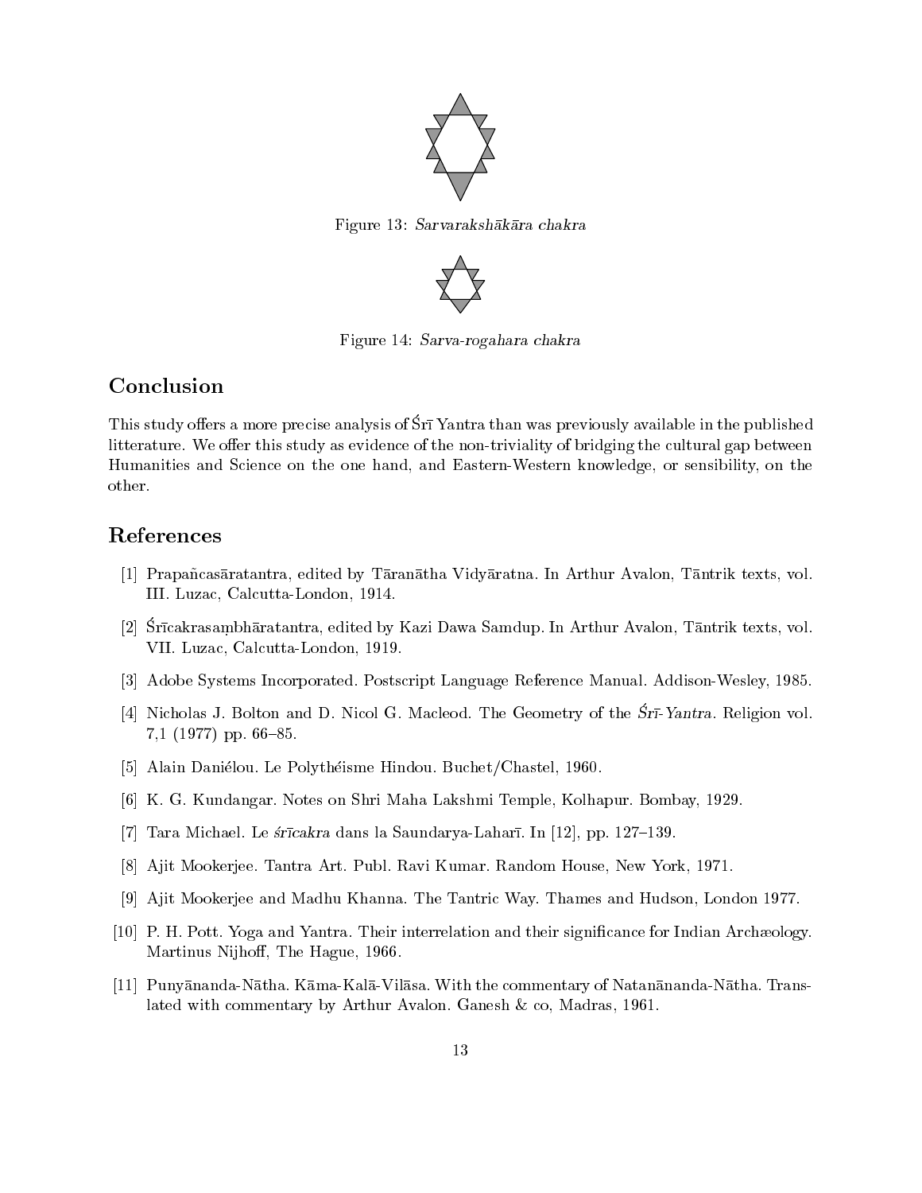Figure 13: *Sarvarakshākāra chakra*

Figure 14: *Sarva-rogahara chakra*

## Conclusion

This study offers a more precise analysis of Śrī Yantra than was previously available in the published litterature. We offer this study as evidence of the non-triviality of bridging the cultural gap between Humanities and Science on the one hand, and Eastern-Western knowledge, or sensibility, on the other.

## References

[1] Prapañcasāratantra, edited by Tāranātha Vidyāratna. In Arthur Avalon, Tāntrik texts, vol. III. Luzac, Calcutta-London, 1914.

[2] Śrīcakrasaṃbhāratantra, edited by Kazi Dawa Samdup. In Arthur Avalon, Tāntrik texts, vol. VII. Luzac, Calcutta-London, 1919.

[3] Adobe Systems Incorporated. Postscript Language Reference Manual. Addison-Wesley, 1985.

[4] Nicholas J. Bolton and D. Nicol G. Macleod. The Geometry of the *Śrī-Yantra*. Religion vol. 7,1 (1977) pp. 66–85.

[5] Alain Daniélou. Le Polythéisme Hindou. Buchet/Chastel, 1960.

[6] K. G. Kundangar. Notes on Shri Maha Lakshmi Temple, Kolhapur. Bombay, 1929.

[7] Tara Michael. Le *śrīcakra* dans la Saundarya-Laharī. In [12], pp. 127–139.

[8] Ajit Mookerjee. Tantra Art. Publ. Ravi Kumar. Random House, New York, 1971.

[9] Ajit Mookerjee and Madhu Khanna. The Tantric Way. Thames and Hudson, London 1977.

[10] P. H. Pott. Yoga and Yantra. Their interrelation and their significance for Indian Archæology. Martinus Nijhoff, The Hague, 1966.

[11] Punyānanda-Nātha. Kāma-Kalā-Vilāsa. With the commentary of Natanānanda-Nātha. Translated with commentary by Arthur Avalon. Ganesh & co, Madras, 1961.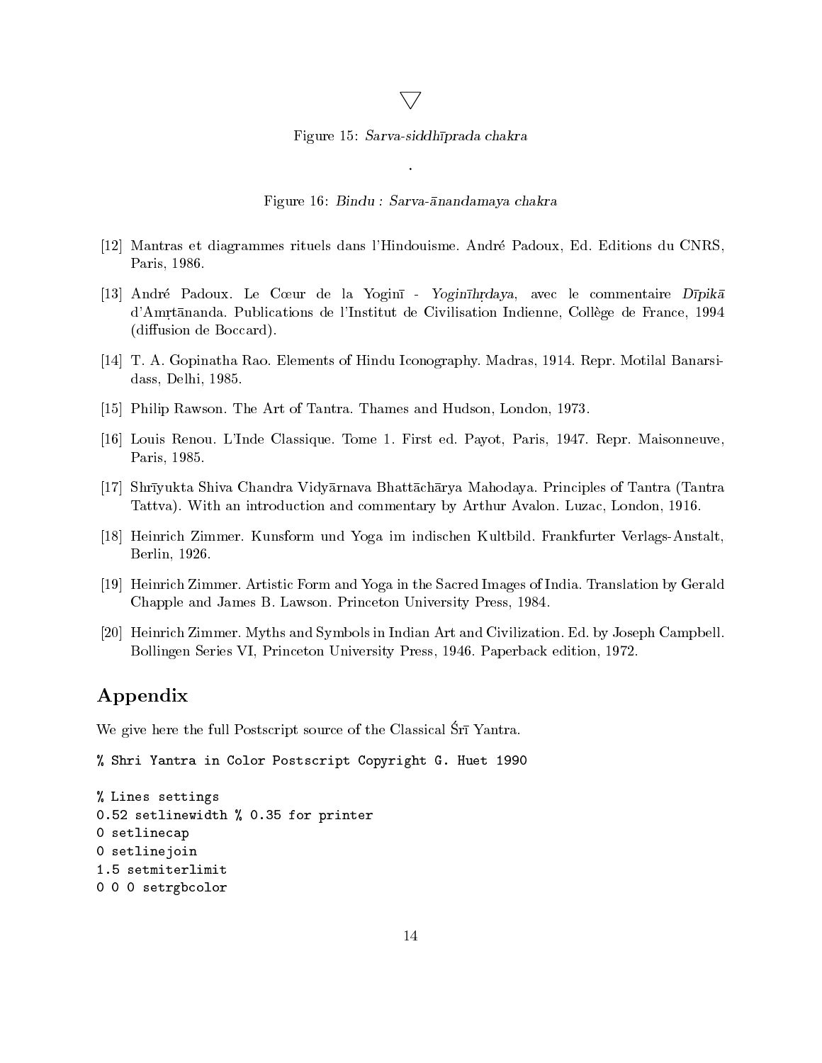▽

Figure 15: *Sarva-siddhīprada chakra*

.

Figure 16: *Bindu : Sarva-ānandamaya chakra*

[12] Mantras et diagrammes rituels dans l'Hindouisme. André Padoux, Ed. Editions du CNRS, Paris, 1986.

[13] André Padoux. Le Cœur de la Yoginī - *Yoginīhṛdaya*, avec le commentaire *Dīpikā* d'Amṛtānanda. Publications de l'Institut de Civilisation Indienne, Collège de France, 1994 (diffusion de Boccard).

[14] T. A. Gopinatha Rao. Elements of Hindu Iconography. Madras, 1914. Repr. Motilal Banarsidass, Delhi, 1985.

[15] Philip Rawson. The Art of Tantra. Thames and Hudson, London, 1973.

[16] Louis Renou. L'Inde Classique. Tome 1. First ed. Payot, Paris, 1947. Repr. Maisonneuve, Paris, 1985.

[17] Shrīyukta Shiva Chandra Vidyārnava Bhattāchārya Mahodaya. Principles of Tantra (Tantra Tattva). With an introduction and commentary by Arthur Avalon. Luzac, London, 1916.

[18] Heinrich Zimmer. Kunsform und Yoga im indischen Kultbild. Frankfurter Verlags-Anstalt, Berlin, 1926.

[19] Heinrich Zimmer. Artistic Form and Yoga in the Sacred Images of India. Translation by Gerald Chapple and James B. Lawson. Princeton University Press, 1984.

[20] Heinrich Zimmer. Myths and Symbols in Indian Art and Civilization. Ed. by Joseph Campbell. Bollingen Series VI, Princeton University Press, 1946. Paperback edition, 1972.

## Appendix

We give here the full Postscript source of the Classical Śrī Yantra.

```
% Shri Yantra in Color Postscript Copyright G. Huet 1990

% Lines settings
0.52 setlinewidth % 0.35 for printer
0 setlinecap
0 setlinejoin
1.5 setmiterlimit
0 0 0 setrgbcolor
```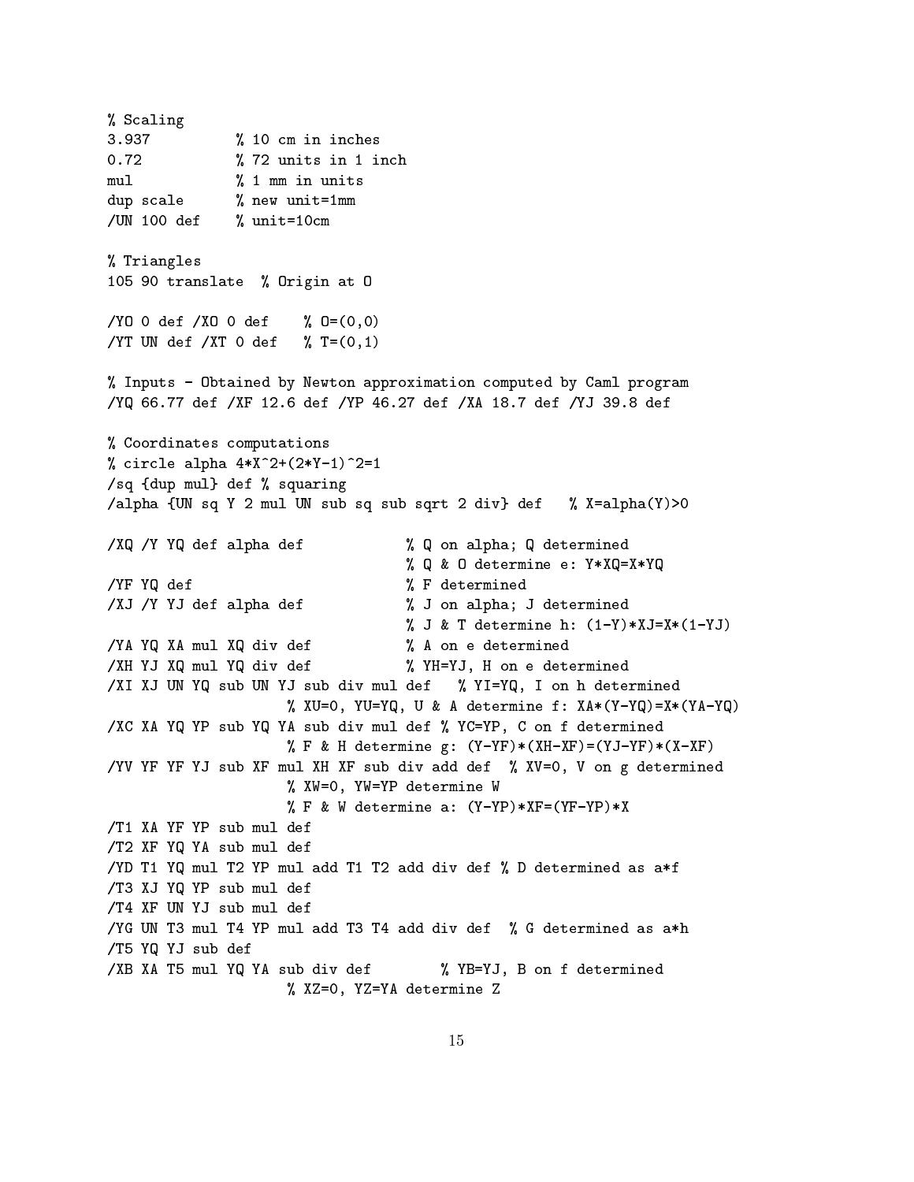```
% Scaling
3.937           % 10 cm in inches
0.72            % 72 units in 1 inch
mul             % 1 mm in units
dup scale       % new unit=1mm
/UN 100 def     % unit=10cm

% Triangles
105 90 translate  % Origin at O

/YO 0 def /XO 0 def     % O=(0,0)
/YT UN def /XT 0 def    % T=(0,1)

% Inputs - Obtained by Newton approximation computed by Caml program
/YQ 66.77 def /XF 12.6 def /YP 46.27 def /XA 18.7 def /YJ 39.8 def

% Coordinates computations
% circle alpha 4*X^2+(2*Y-1)^2=1
/sq {dup mul} def % squaring
/alpha {UN sq Y 2 mul UN sub sq sub sqrt 2 div} def    % X=alpha(Y)>0

/XQ /Y YQ def alpha def             % Q on alpha; Q determined
                                    % Q & O determine e: Y*XQ=X*YQ
/YF YQ def                          % F determined
/XJ /Y YJ def alpha def             % J on alpha; J determined
                                    % J & T determine h: (1-Y)*XJ=X*(1-YJ)
/YA YQ XA mul XQ div def            % A on e determined
/XH YJ XQ mul YQ div def            % YH=YJ, H on e determined
/XI XJ UN YQ sub UN YJ sub div mul def   % YI=YQ, I on h determined
                    % XU=0, YU=YQ, U & A determine f: XA*(Y-YQ)=X*(YA-YQ)
/XC XA YQ YP sub YQ YA sub div mul def % YC=YP, C on f determined
                    % F & H determine g: (Y-YF)*(XH-XF)=(YJ-YF)*(X-XF)
/YV YF YF YJ sub XF mul XH XF sub div add def  % XV=0, V on g determined
                    % XW=0, YW=YP determine W
                    % F & W determine a: (Y-YP)*XF=(YF-YP)*X
/T1 XA YF YP sub mul def
/T2 XF YQ YA sub mul def
/YD T1 YQ mul T2 YP mul add T1 T2 add div def % D determined as a*f
/T3 XJ YQ YP sub mul def
/T4 XF UN YJ sub mul def
/YG UN T3 mul T4 YP mul add T3 T4 add div def  % G determined as a*h
/T5 YQ YJ sub def
/XB XA T5 mul YQ YA sub div def        % YB=YJ, B on f determined
                    % XZ=0, YZ=YA determine Z
```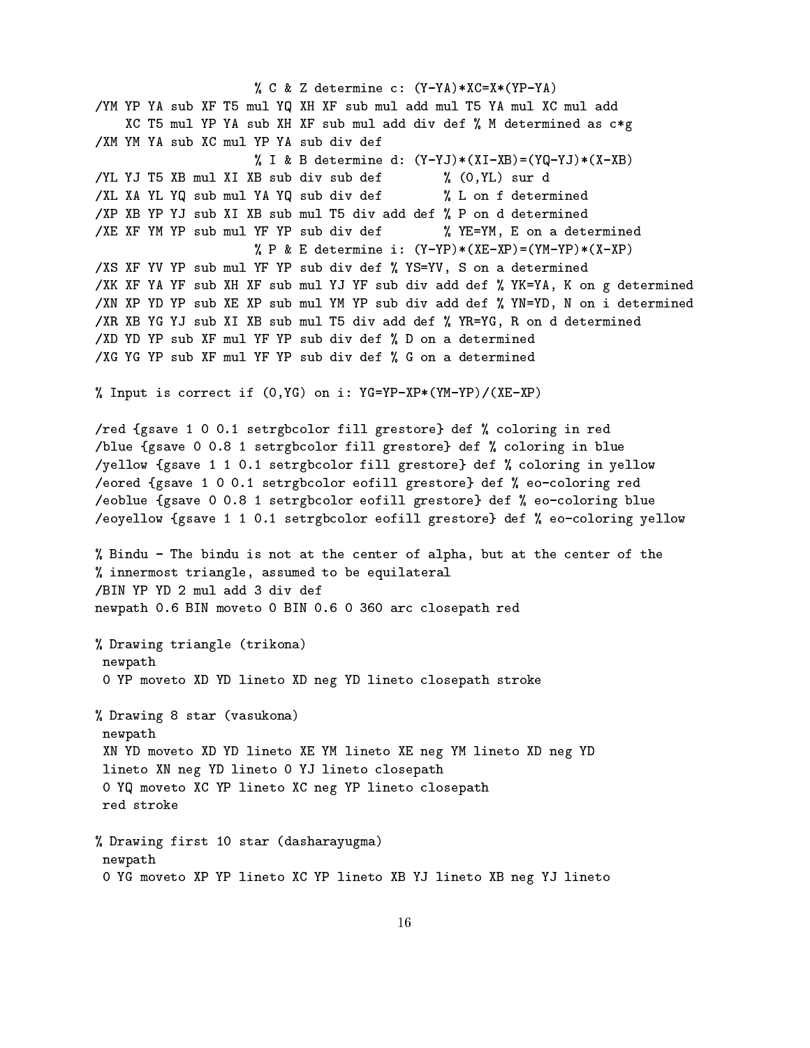```
                    % C & Z determine c: (Y-YA)*XC=X*(YP-YA)
/YM YP YA sub XF T5 mul YQ XH XF sub mul add mul T5 YA mul XC mul add
    XC T5 mul YP YA sub XH XF sub mul add div def % M determined as c*g
/XM YM YA sub XC mul YP YA sub div def
                    % I & B determine d: (Y-YJ)*(XI-XB)=(YQ-YJ)*(X-XB)
/YL YJ T5 XB mul XI XB sub div sub def        % (0,YL) sur d
/XL XA YL YQ sub mul YA YQ sub div def        % L on f determined
/XP XB YP YJ sub XI XB sub mul T5 div add def % P on d determined
/XE XF YM YP sub mul YF YP sub div def        % YE=YM, E on a determined
                    % P & E determine i: (Y-YP)*(XE-XP)=(YM-YP)*(X-XP)
/XS XF YV YP sub mul YF YP sub div def % YS=YV, S on a determined
/XK XF YA YF sub XH XF sub mul YJ YF sub div add def % YK=YA, K on g determined
/XN XP YD YP sub XE XP sub mul YM YP sub div add def % YN=YD, N on i determined
/XR XB YG YJ sub XI XB sub mul T5 div add def % YR=YG, R on d determined
/XD YD YP sub XF mul YF YP sub div def % D on a determined
/XG YG YP sub XF mul YF YP sub div def % G on a determined

% Input is correct if (0,YG) on i: YG=YP-XP*(YM-YP)/(XE-XP)

/red {gsave 1 0 0.1 setrgbcolor fill grestore} def % coloring in red
/blue {gsave 0 0.8 1 setrgbcolor fill grestore} def % coloring in blue
/yellow {gsave 1 1 0.1 setrgbcolor fill grestore} def % coloring in yellow
/eored {gsave 1 0 0.1 setrgbcolor eofill grestore} def % eo-coloring red
/eoblue {gsave 0 0.8 1 setrgbcolor eofill grestore} def % eo-coloring blue
/eoyellow {gsave 1 1 0.1 setrgbcolor eofill grestore} def % eo-coloring yellow

% Bindu - The bindu is not at the center of alpha, but at the center of the
% innermost triangle, assumed to be equilateral
/BIN YP YD 2 mul add 3 div def
newpath 0.6 BIN moveto 0 BIN 0.6 0 360 arc closepath red

% Drawing triangle (trikona)
 newpath
 0 YP moveto XD YD lineto XD neg YD lineto closepath stroke

% Drawing 8 star (vasukona)
 newpath
 XN YD moveto XD YD lineto XE YM lineto XE neg YM lineto XD neg YD
 lineto XN neg YD lineto 0 YJ lineto closepath
 0 YQ moveto XC YP lineto XC neg YP lineto closepath
 red stroke

% Drawing first 10 star (dasharayugma)
 newpath
 0 YG moveto XP YP lineto XC YP lineto XB YJ lineto XB neg YJ lineto
```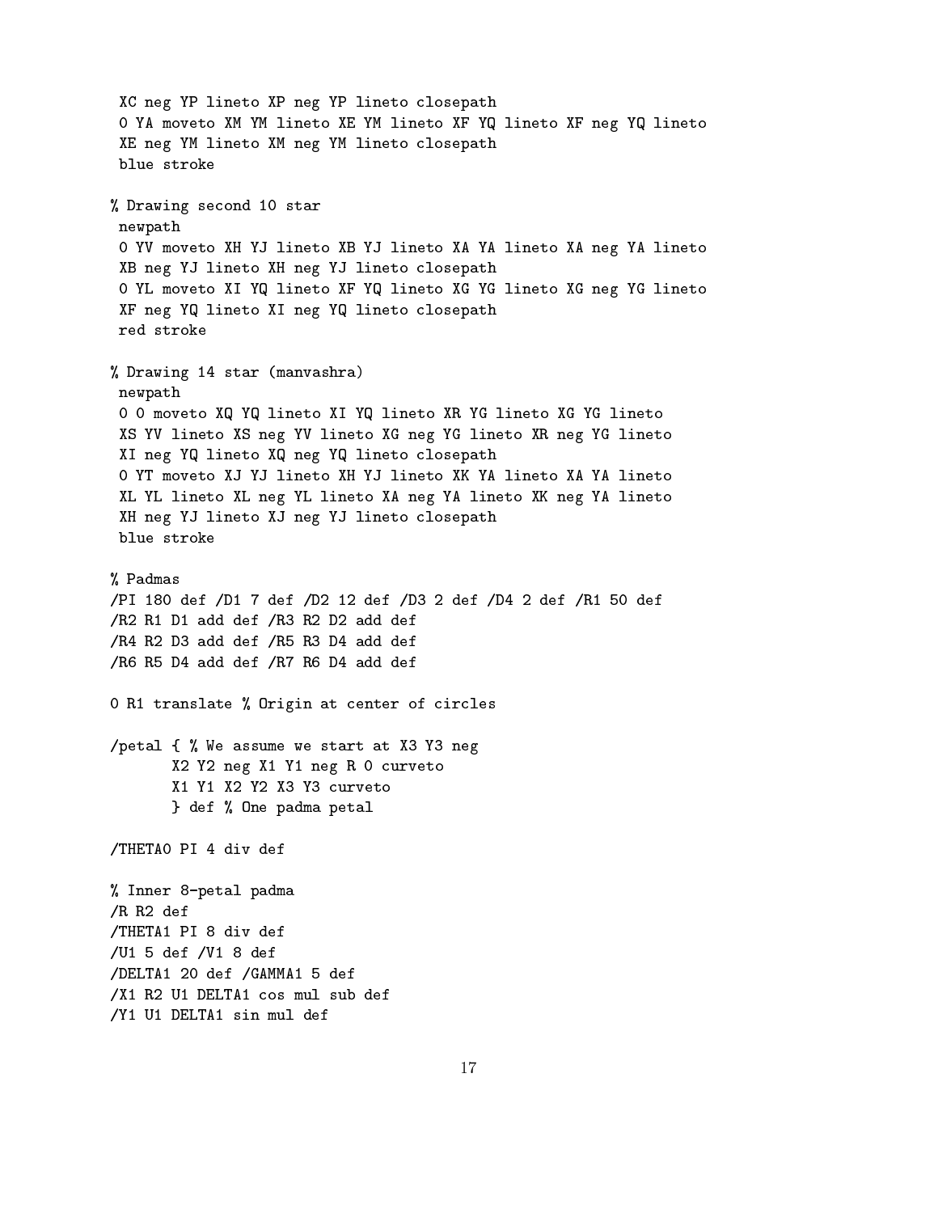```
 XC neg YP lineto XP neg YP lineto closepath
 0 YA moveto XM YM lineto XE YM lineto XF YQ lineto XF neg YQ lineto
 XE neg YM lineto XM neg YM lineto closepath
 blue stroke

% Drawing second 10 star
 newpath
 0 YV moveto XH YJ lineto XB YJ lineto XA YA lineto XA neg YA lineto
 XB neg YJ lineto XH neg YJ lineto closepath
 0 YL moveto XI YQ lineto XF YQ lineto XG YG lineto XG neg YG lineto
 XF neg YQ lineto XI neg YQ lineto closepath
 red stroke

% Drawing 14 star (manvashra)
 newpath
 0 0 moveto XQ YQ lineto XI YQ lineto XR YG lineto XG YG lineto
 XS YV lineto XS neg YV lineto XG neg YG lineto XR neg YG lineto
 XI neg YQ lineto XQ neg YQ lineto closepath
 0 YT moveto XJ YJ lineto XH YJ lineto XK YA lineto XA YA lineto
 XL YL lineto XL neg YL lineto XA neg YA lineto XK neg YA lineto
 XH neg YJ lineto XJ neg YJ lineto closepath
 blue stroke

% Padmas
/PI 180 def /D1 7 def /D2 12 def /D3 2 def /D4 2 def /R1 50 def
/R2 R1 D1 add def /R3 R2 D2 add def
/R4 R2 D3 add def /R5 R3 D4 add def
/R6 R5 D4 add def /R7 R6 D4 add def

0 R1 translate % Origin at center of circles

/petal { % We assume we start at X3 Y3 neg
       X2 Y2 neg X1 Y1 neg R 0 curveto
       X1 Y1 X2 Y2 X3 Y3 curveto
       } def % One padma petal

/THETA0 PI 4 div def

% Inner 8-petal padma
/R R2 def
/THETA1 PI 8 div def
/U1 5 def /V1 8 def
/DELTA1 20 def /GAMMA1 5 def
/X1 R2 U1 DELTA1 cos mul sub def
/Y1 U1 DELTA1 sin mul def
```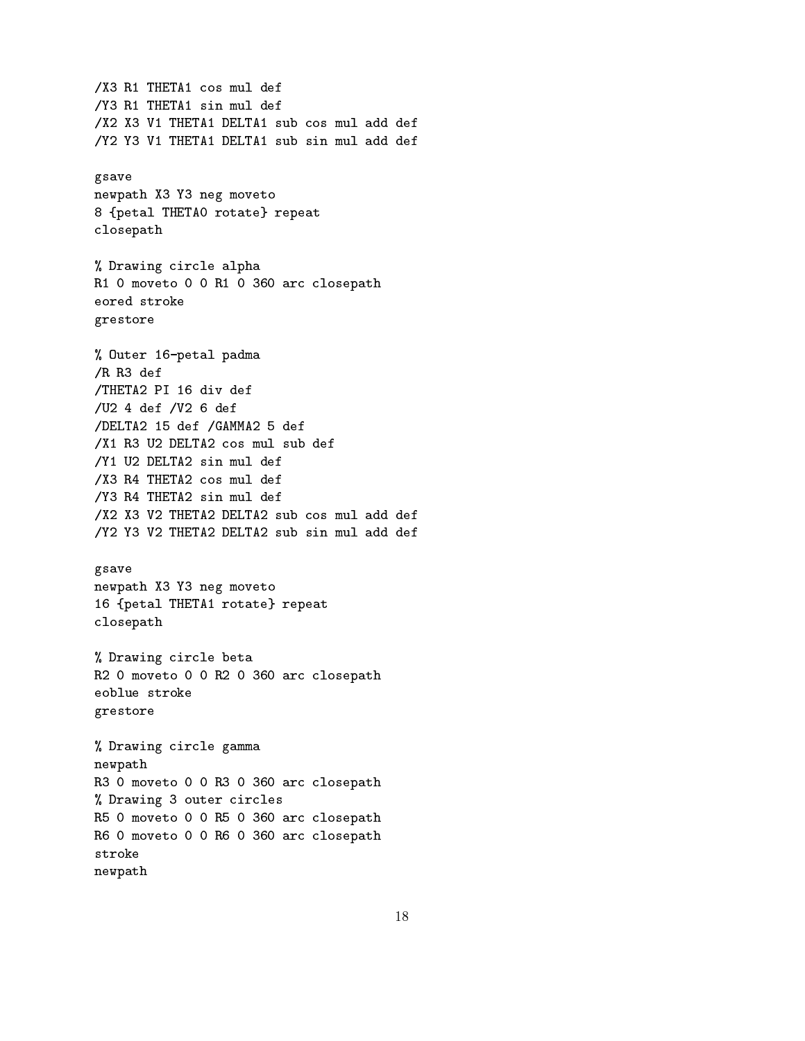```
/X3 R1 THETA1 cos mul def
/Y3 R1 THETA1 sin mul def
/X2 X3 V1 THETA1 DELTA1 sub cos mul add def
/Y2 Y3 V1 THETA1 DELTA1 sub sin mul add def

gsave
newpath X3 Y3 neg moveto
8 {petal THETA0 rotate} repeat
closepath

% Drawing circle alpha
R1 0 moveto 0 0 R1 0 360 arc closepath
eored stroke
grestore

% Outer 16-petal padma
/R R3 def
/THETA2 PI 16 div def
/U2 4 def /V2 6 def
/DELTA2 15 def /GAMMA2 5 def
/X1 R3 U2 DELTA2 cos mul sub def
/Y1 U2 DELTA2 sin mul def
/X3 R4 THETA2 cos mul def
/Y3 R4 THETA2 sin mul def
/X2 X3 V2 THETA2 DELTA2 sub cos mul add def
/Y2 Y3 V2 THETA2 DELTA2 sub sin mul add def

gsave
newpath X3 Y3 neg moveto
16 {petal THETA1 rotate} repeat
closepath

% Drawing circle beta
R2 0 moveto 0 0 R2 0 360 arc closepath
eoblue stroke
grestore

% Drawing circle gamma
newpath
R3 0 moveto 0 0 R3 0 360 arc closepath
% Drawing 3 outer circles
R5 0 moveto 0 0 R5 0 360 arc closepath
R6 0 moveto 0 0 R6 0 360 arc closepath
stroke
newpath
```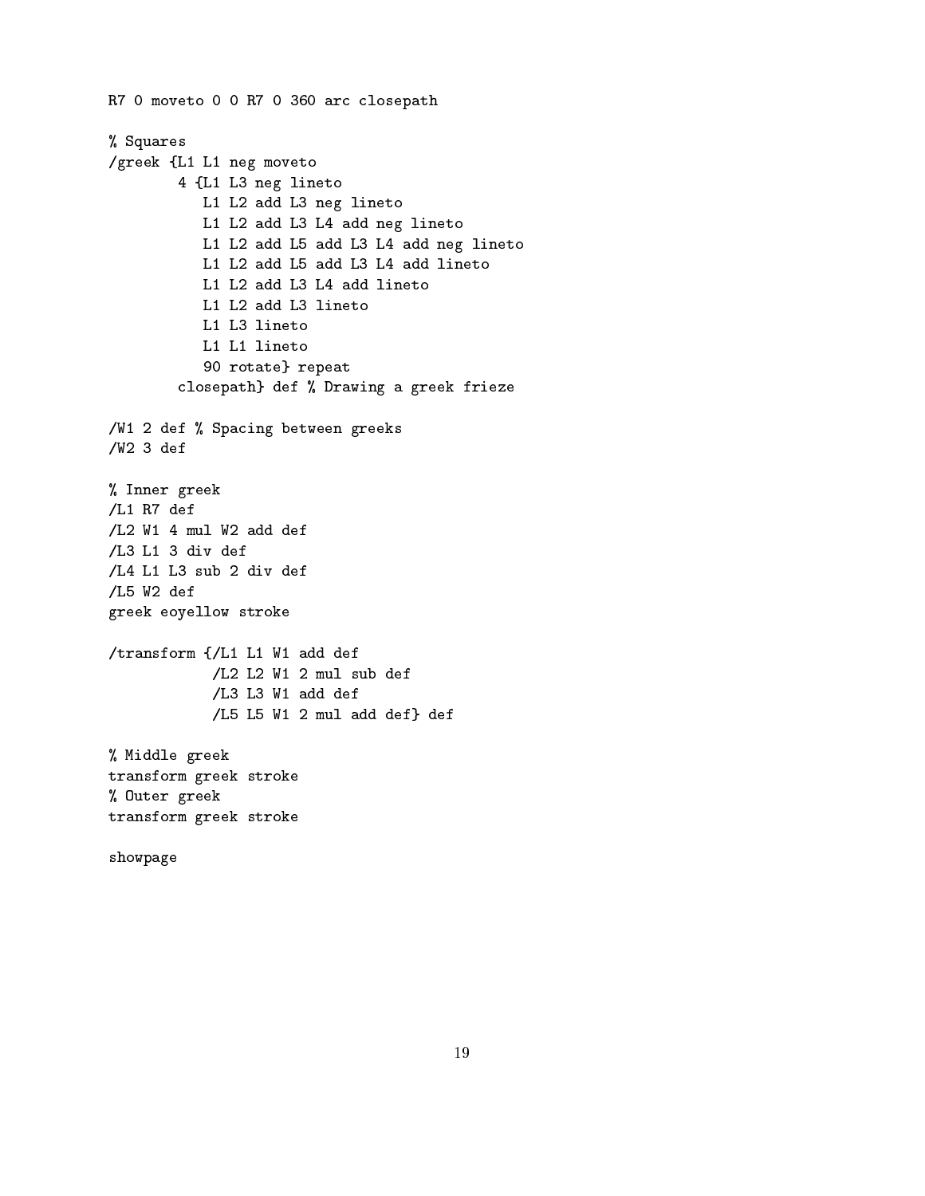```
R7 0 moveto 0 0 R7 0 360 arc closepath

% Squares
/greek {L1 L1 neg moveto
        4 {L1 L3 neg lineto
           L1 L2 add L3 neg lineto
           L1 L2 add L3 L4 add neg lineto
           L1 L2 add L5 add L3 L4 add neg lineto
           L1 L2 add L5 add L3 L4 add lineto
           L1 L2 add L3 L4 add lineto
           L1 L2 add L3 lineto
           L1 L3 lineto
           L1 L1 lineto
           90 rotate} repeat
        closepath} def % Drawing a greek frieze

/W1 2 def % Spacing between greeks
/W2 3 def

% Inner greek
/L1 R7 def
/L2 W1 4 mul W2 add def
/L3 L1 3 div def
/L4 L1 L3 sub 2 div def
/L5 W2 def
greek eoyellow stroke

/transform {/L1 L1 W1 add def
            /L2 L2 W1 2 mul sub def
            /L3 L3 W1 add def
            /L5 L5 W1 2 mul add def} def

% Middle greek
transform greek stroke
% Outer greek
transform greek stroke

showpage
```